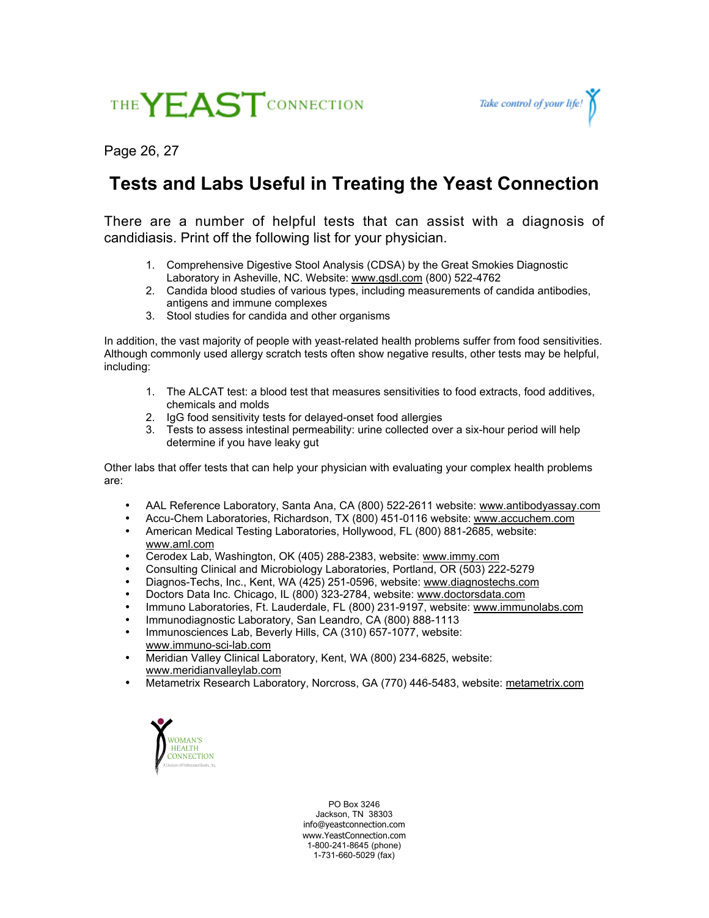THE YEAST CONNECTION

*Take control of your life!*

Page 26, 27

# Tests and Labs Useful in Treating the Yeast Connection

There are a number of helpful tests that can assist with a diagnosis of candidiasis. Print off the following list for your physician.

1. Comprehensive Digestive Stool Analysis (CDSA) by the Great Smokies Diagnostic Laboratory in Asheville, NC. Website: www.gsdl.com (800) 522-4762
2. Candida blood studies of various types, including measurements of candida antibodies, antigens and immune complexes
3. Stool studies for candida and other organisms

In addition, the vast majority of people with yeast-related health problems suffer from food sensitivities. Although commonly used allergy scratch tests often show negative results, other tests may be helpful, including:

1. The ALCAT test: a blood test that measures sensitivities to food extracts, food additives, chemicals and molds
2. IgG food sensitivity tests for delayed-onset food allergies
3. Tests to assess intestinal permeability: urine collected over a six-hour period will help determine if you have leaky gut

Other labs that offer tests that can help your physician with evaluating your complex health problems are:

- AAL Reference Laboratory, Santa Ana, CA (800) 522-2611 website: www.antibodyassay.com
- Accu-Chem Laboratories, Richardson, TX (800) 451-0116 website: www.accuchem.com
- American Medical Testing Laboratories, Hollywood, FL (800) 881-2685, website: www.aml.com
- Cerodex Lab, Washington, OK (405) 288-2383, website: www.immy.com
- Consulting Clinical and Microbiology Laboratories, Portland, OR (503) 222-5279
- Diagnos-Techs, Inc., Kent, WA (425) 251-0596, website: www.diagnostechs.com
- Doctors Data Inc. Chicago, IL (800) 323-2784, website: www.doctorsdata.com
- Immuno Laboratories, Ft. Lauderdale, FL (800) 231-9197, website: www.immunolabs.com
- Immunodiagnostic Laboratory, San Leandro, CA (800) 888-1113
- Immunosciences Lab, Beverly Hills, CA (310) 657-1077, website: www.immuno-sci-lab.com
- Meridian Valley Clinical Laboratory, Kent, WA (800) 234-6825, website: www.meridianvalleylab.com
- Metametrix Research Laboratory, Norcross, GA (770) 446-5483, website: metametrix.com

WOMAN'S HEALTH CONNECTION
A Division of Professional Books, Inc.

PO Box 3246
Jackson, TN 38303
info@yeastconnection.com
www.YeastConnection.com
1-800-241-8645 (phone)
1-731-660-5029 (fax)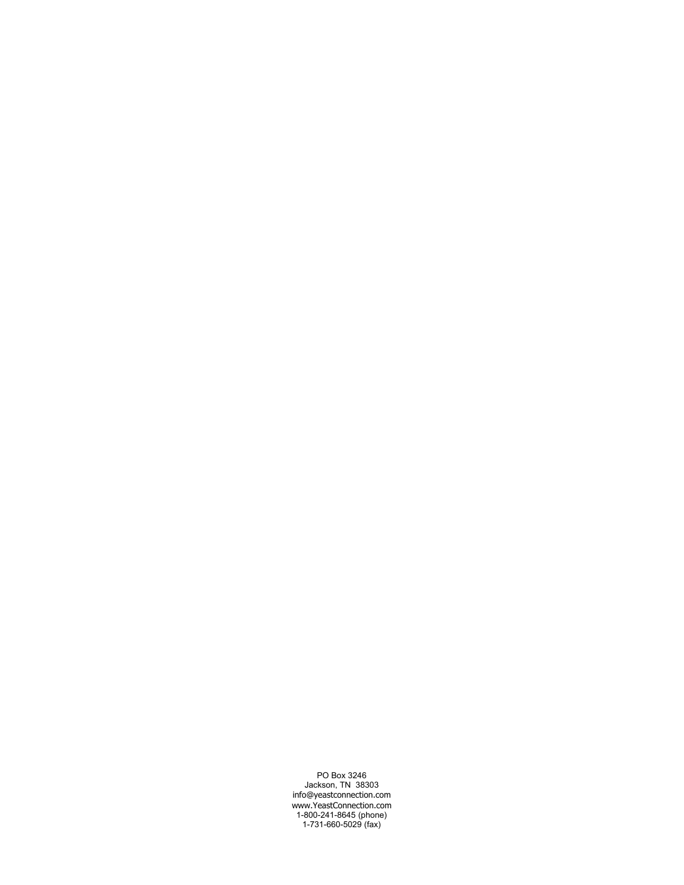PO Box 3246
Jackson, TN 38303
info@yeastconnection.com
www.YeastConnection.com
1-800-241-8645 (phone)
1-731-660-5029 (fax)